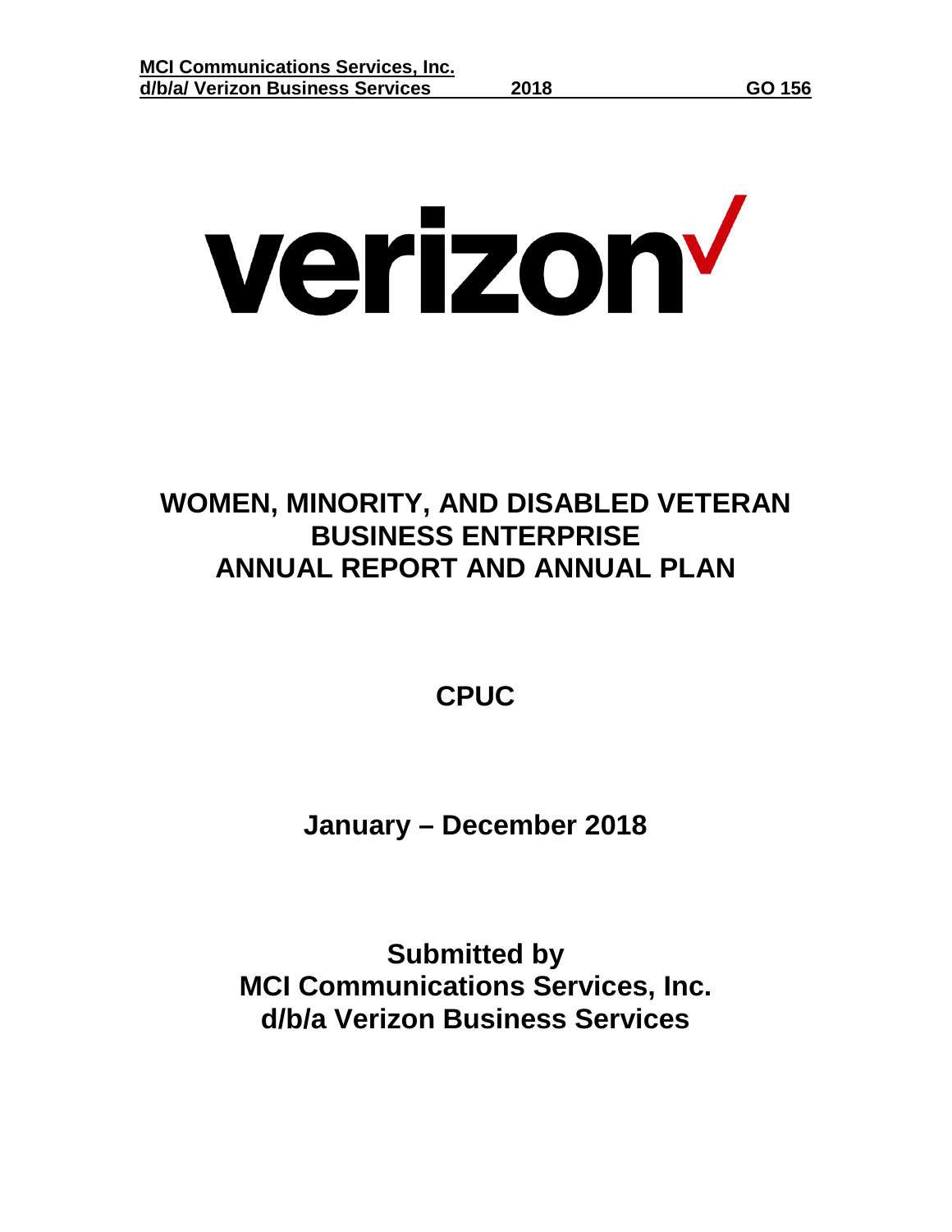verizon

# WOMEN, MINORITY, AND DISABLED VETERAN BUSINESS ENTERPRISE ANNUAL REPORT AND ANNUAL PLAN

## CPUC

## January – December 2018

## Submitted by
## MCI Communications Services, Inc.
## d/b/a Verizon Business Services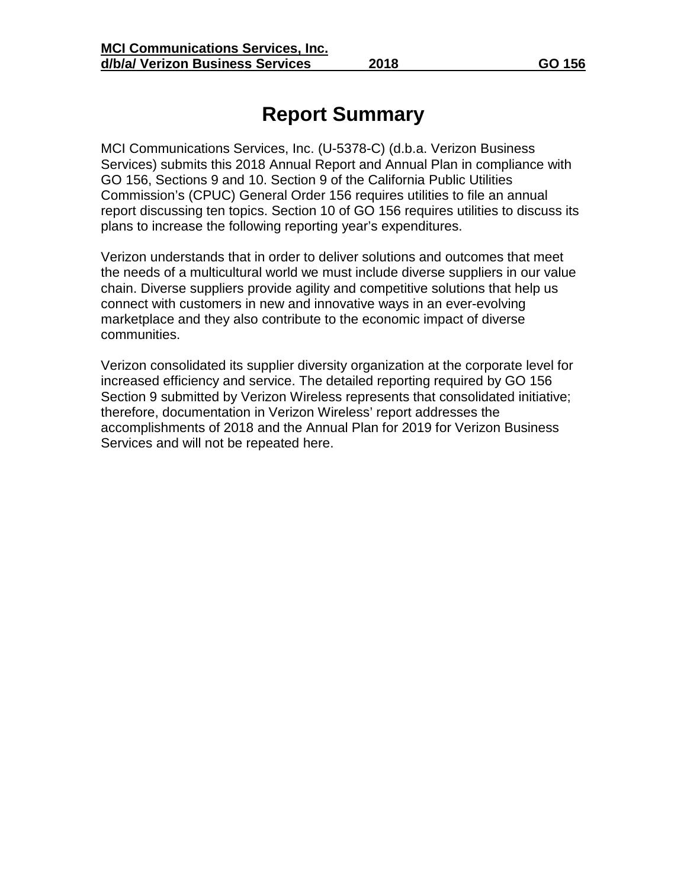# Report Summary

MCI Communications Services, Inc. (U-5378-C) (d.b.a. Verizon Business Services) submits this 2018 Annual Report and Annual Plan in compliance with GO 156, Sections 9 and 10. Section 9 of the California Public Utilities Commission's (CPUC) General Order 156 requires utilities to file an annual report discussing ten topics. Section 10 of GO 156 requires utilities to discuss its plans to increase the following reporting year's expenditures.

Verizon understands that in order to deliver solutions and outcomes that meet the needs of a multicultural world we must include diverse suppliers in our value chain. Diverse suppliers provide agility and competitive solutions that help us connect with customers in new and innovative ways in an ever-evolving marketplace and they also contribute to the economic impact of diverse communities.

Verizon consolidated its supplier diversity organization at the corporate level for increased efficiency and service. The detailed reporting required by GO 156 Section 9 submitted by Verizon Wireless represents that consolidated initiative; therefore, documentation in Verizon Wireless' report addresses the accomplishments of 2018 and the Annual Plan for 2019 for Verizon Business Services and will not be repeated here.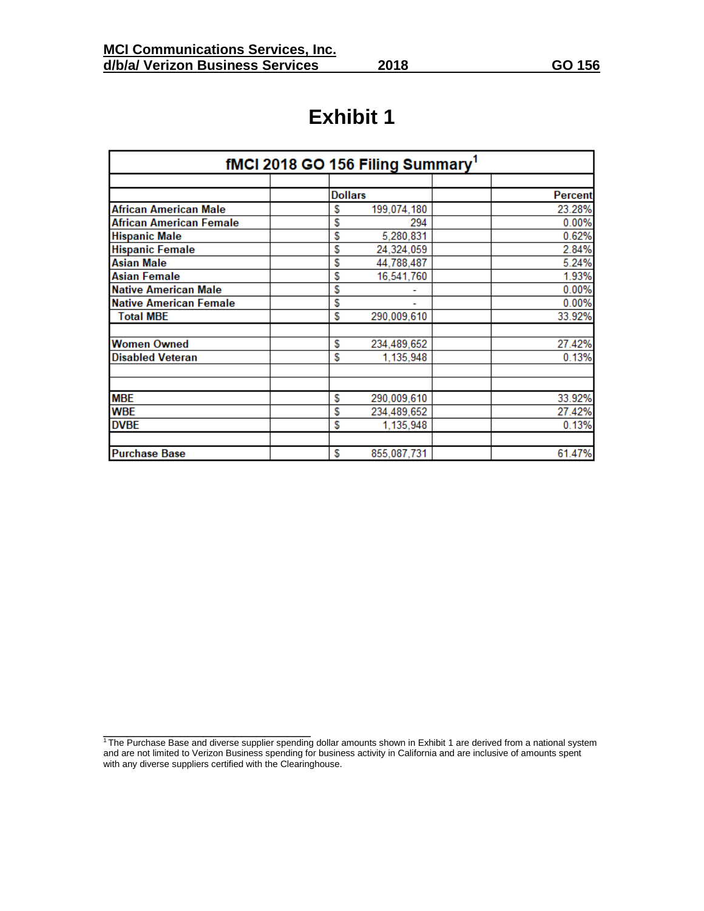# Exhibit 1

| fMCI 2018 GO 156 Filing Summary[1] | | | |
|---|---|---|---|
| | | | |
| | Dollars | | Percent |
| African American Male | $ | 199,074,180 | 23.28% |
| African American Female | $ | 294 | 0.00% |
| Hispanic Male | $ | 5,280,831 | 0.62% |
| Hispanic Female | $ | 24,324,059 | 2.84% |
| Asian Male | $ | 44,788,487 | 5.24% |
| Asian Female | $ | 16,541,760 | 1.93% |
| Native American Male | $ | - | 0.00% |
| Native American Female | $ | - | 0.00% |
| Total MBE | $ | 290,009,610 | 33.92% |
| | | | |
| Women Owned | $ | 234,489,652 | 27.42% |
| Disabled Veteran | $ | 1,135,948 | 0.13% |
| | | | |
| | | | |
| MBE | $ | 290,009,610 | 33.92% |
| WBE | $ | 234,489,652 | 27.42% |
| DVBE | $ | 1,135,948 | 0.13% |
| | | | |
| Purchase Base | $ | 855,087,731 | 61.47% |

[1] The Purchase Base and diverse supplier spending dollar amounts shown in Exhibit 1 are derived from a national system and are not limited to Verizon Business spending for business activity in California and are inclusive of amounts spent with any diverse suppliers certified with the Clearinghouse.